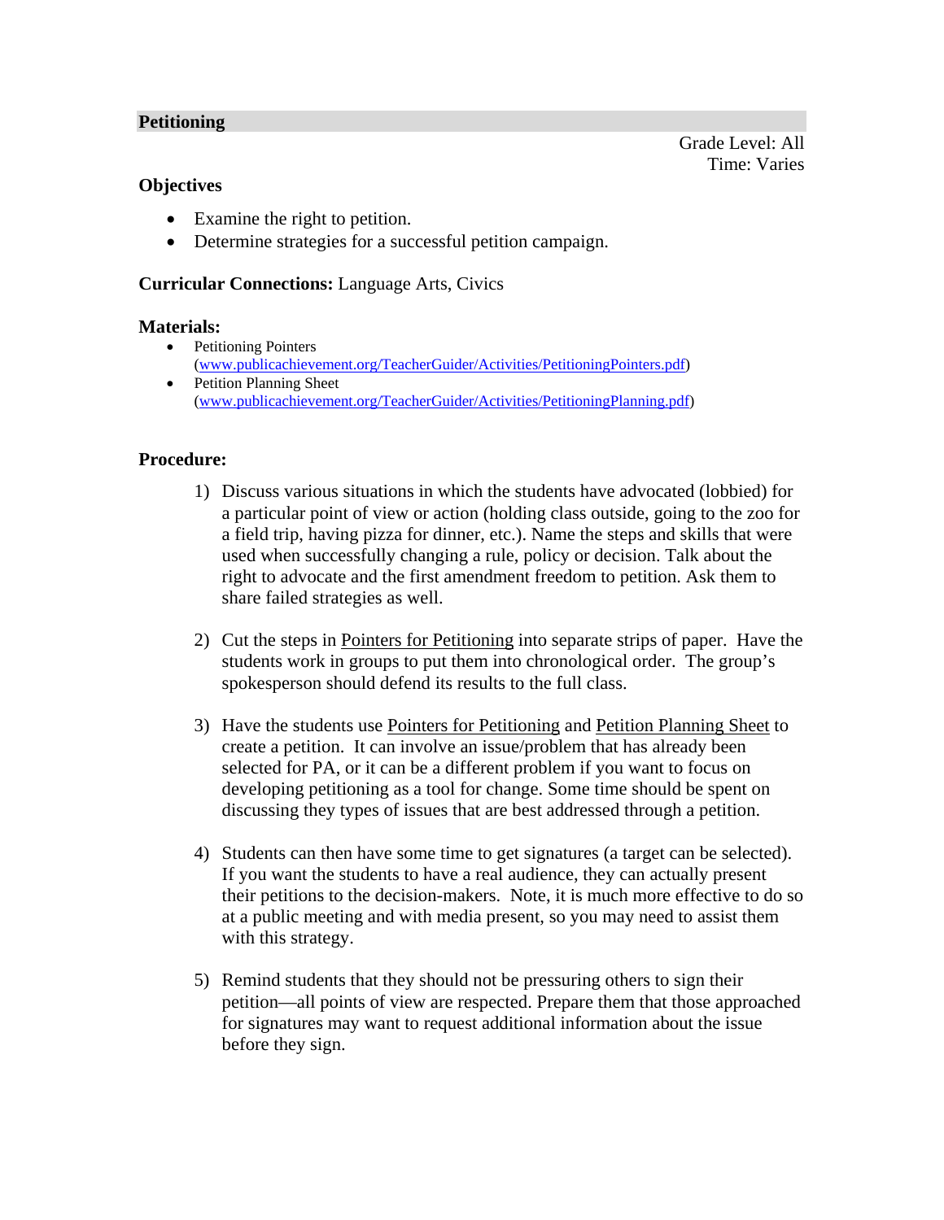## Petitioning

Grade Level: All
Time: Varies

### Objectives

- Examine the right to petition.
- Determine strategies for a successful petition campaign.

**Curricular Connections:** Language Arts, Civics

### Materials:

- Petitioning Pointers (www.publicachievement.org/TeacherGuider/Activities/PetitioningPointers.pdf)
- Petition Planning Sheet (www.publicachievement.org/TeacherGuider/Activities/PetitioningPlanning.pdf)

### Procedure:

1) Discuss various situations in which the students have advocated (lobbied) for a particular point of view or action (holding class outside, going to the zoo for a field trip, having pizza for dinner, etc.). Name the steps and skills that were used when successfully changing a rule, policy or decision. Talk about the right to advocate and the first amendment freedom to petition. Ask them to share failed strategies as well.

2) Cut the steps in Pointers for Petitioning into separate strips of paper. Have the students work in groups to put them into chronological order. The group's spokesperson should defend its results to the full class.

3) Have the students use Pointers for Petitioning and Petition Planning Sheet to create a petition. It can involve an issue/problem that has already been selected for PA, or it can be a different problem if you want to focus on developing petitioning as a tool for change. Some time should be spent on discussing they types of issues that are best addressed through a petition.

4) Students can then have some time to get signatures (a target can be selected). If you want the students to have a real audience, they can actually present their petitions to the decision-makers. Note, it is much more effective to do so at a public meeting and with media present, so you may need to assist them with this strategy.

5) Remind students that they should not be pressuring others to sign their petition—all points of view are respected. Prepare them that those approached for signatures may want to request additional information about the issue before they sign.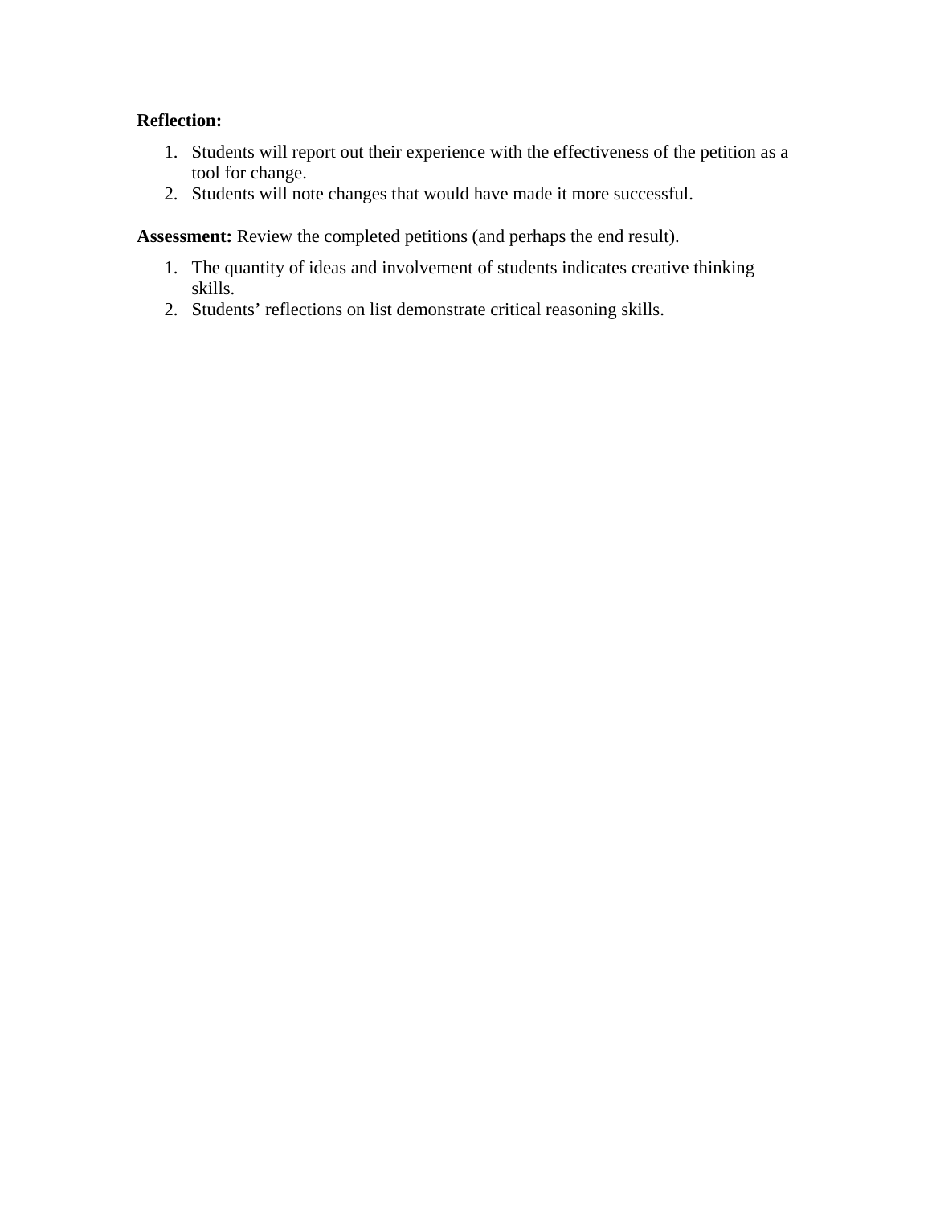**Reflection:**

1. Students will report out their experience with the effectiveness of the petition as a tool for change.
2. Students will note changes that would have made it more successful.

**Assessment:** Review the completed petitions (and perhaps the end result).

1. The quantity of ideas and involvement of students indicates creative thinking skills.
2. Students' reflections on list demonstrate critical reasoning skills.